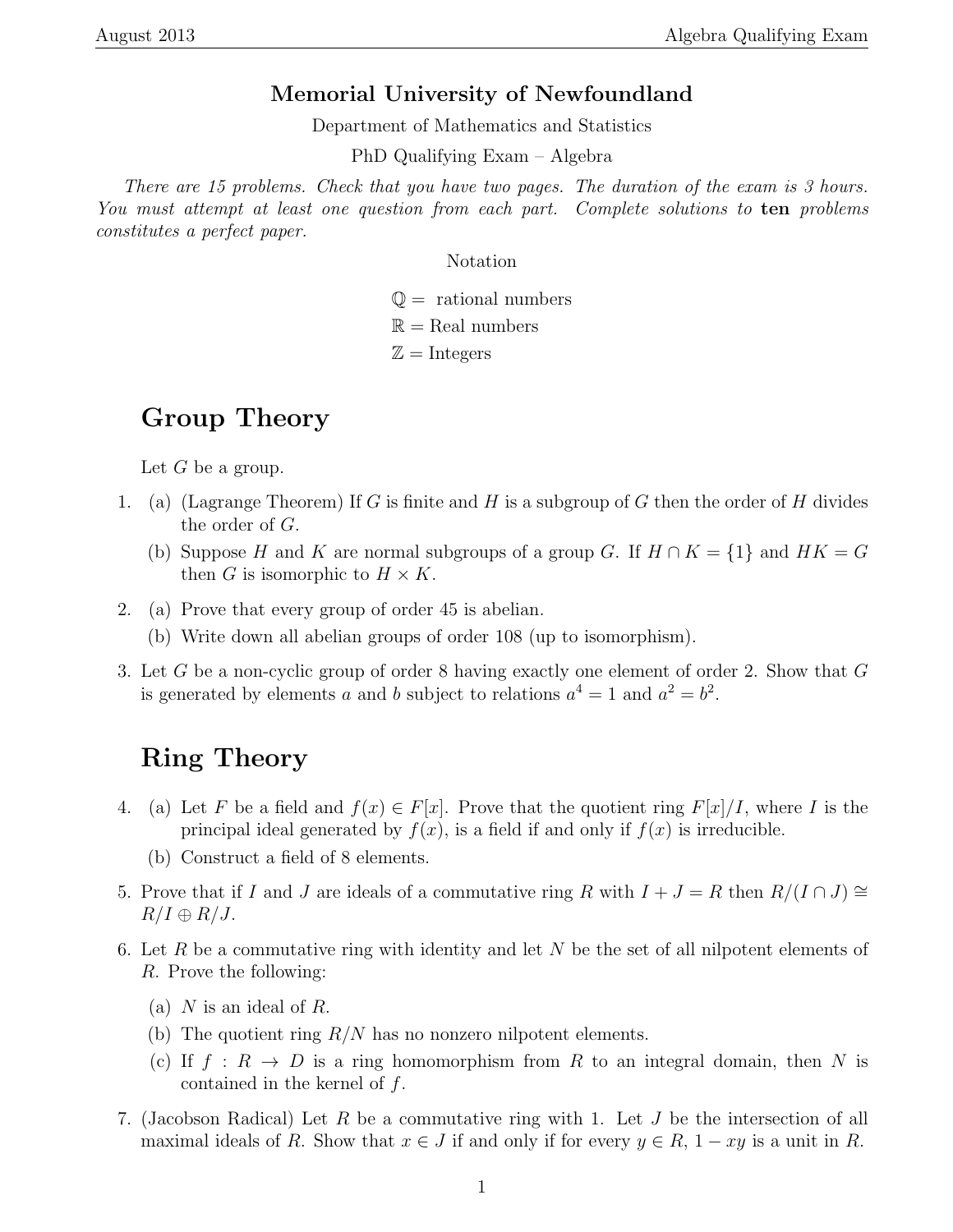# Memorial University of Newfoundland

Department of Mathematics and Statistics

PhD Qualifying Exam – Algebra

*There are 15 problems. Check that you have two pages. The duration of the exam is 3 hours. You must attempt at least one question from each part. Complete solutions to* **ten** *problems constitutes a perfect paper.*

Notation

$\mathbb{Q}$ = rational numbers
$\mathbb{R}$ = Real numbers
$\mathbb{Z}$ = Integers

## Group Theory

Let $G$ be a group.

1. (a) (Lagrange Theorem) If $G$ is finite and $H$ is a subgroup of $G$ then the order of $H$ divides the order of $G$.
   (b) Suppose $H$ and $K$ are normal subgroups of a group $G$. If $H \cap K = \{1\}$ and $HK = G$ then $G$ is isomorphic to $H \times K$.

2. (a) Prove that every group of order 45 is abelian.
   (b) Write down all abelian groups of order 108 (up to isomorphism).

3. Let $G$ be a non-cyclic group of order 8 having exactly one element of order 2. Show that $G$ is generated by elements $a$ and $b$ subject to relations $a^4 = 1$ and $a^2 = b^2$.

## Ring Theory

4. (a) Let $F$ be a field and $f(x) \in F[x]$. Prove that the quotient ring $F[x]/I$, where $I$ is the principal ideal generated by $f(x)$, is a field if and only if $f(x)$ is irreducible.
   (b) Construct a field of 8 elements.

5. Prove that if $I$ and $J$ are ideals of a commutative ring $R$ with $I + J = R$ then $R/(I \cap J) \cong R/I \oplus R/J$.

6. Let $R$ be a commutative ring with identity and let $N$ be the set of all nilpotent elements of $R$. Prove the following:
   (a) $N$ is an ideal of $R$.
   (b) The quotient ring $R/N$ has no nonzero nilpotent elements.
   (c) If $f : R \to D$ is a ring homomorphism from $R$ to an integral domain, then $N$ is contained in the kernel of $f$.

7. (Jacobson Radical) Let $R$ be a commutative ring with 1. Let $J$ be the intersection of all maximal ideals of $R$. Show that $x \in J$ if and only if for every $y \in R$, $1 - xy$ is a unit in $R$.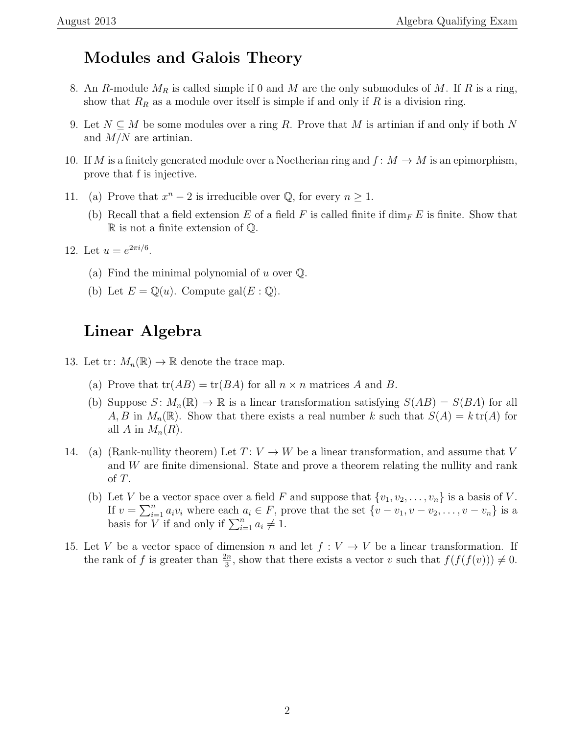## Modules and Galois Theory

8. An $R$-module $M_R$ is called simple if 0 and $M$ are the only submodules of $M$. If $R$ is a ring, show that $R_R$ as a module over itself is simple if and only if $R$ is a division ring.

9. Let $N \subseteq M$ be some modules over a ring $R$. Prove that $M$ is artinian if and only if both $N$ and $M/N$ are artinian.

10. If $M$ is a finitely generated module over a Noetherian ring and $f\colon M \to M$ is an epimorphism, prove that f is injective.

11. (a) Prove that $x^n - 2$ is irreducible over $\mathbb{Q}$, for every $n \geq 1$.

    (b) Recall that a field extension $E$ of a field $F$ is called finite if $\dim_F E$ is finite. Show that $\mathbb{R}$ is not a finite extension of $\mathbb{Q}$.

12. Let $u = e^{2\pi i/6}$.

    (a) Find the minimal polynomial of $u$ over $\mathbb{Q}$.

    (b) Let $E = \mathbb{Q}(u)$. Compute $\text{gal}(E : \mathbb{Q})$.

## Linear Algebra

13. Let $\text{tr}\colon M_n(\mathbb{R}) \to \mathbb{R}$ denote the trace map.

    (a) Prove that $\text{tr}(AB) = \text{tr}(BA)$ for all $n \times n$ matrices $A$ and $B$.

    (b) Suppose $S\colon M_n(\mathbb{R}) \to \mathbb{R}$ is a linear transformation satisfying $S(AB) = S(BA)$ for all $A, B$ in $M_n(\mathbb{R})$. Show that there exists a real number $k$ such that $S(A) = k\,\text{tr}(A)$ for all $A$ in $M_n(R)$.

14. (a) (Rank-nullity theorem) Let $T\colon V \to W$ be a linear transformation, and assume that $V$ and $W$ are finite dimensional. State and prove a theorem relating the nullity and rank of $T$.

    (b) Let $V$ be a vector space over a field $F$ and suppose that $\{v_1, v_2, \ldots, v_n\}$ is a basis of $V$. If $v = \sum_{i=1}^{n} a_i v_i$ where each $a_i \in F$, prove that the set $\{v - v_1, v - v_2, \ldots, v - v_n\}$ is a basis for $V$ if and only if $\sum_{i=1}^{n} a_i \neq 1$.

15. Let $V$ be a vector space of dimension $n$ and let $f : V \to V$ be a linear transformation. If the rank of $f$ is greater than $\frac{2n}{3}$, show that there exists a vector $v$ such that $f(f(f(v))) \neq 0$.